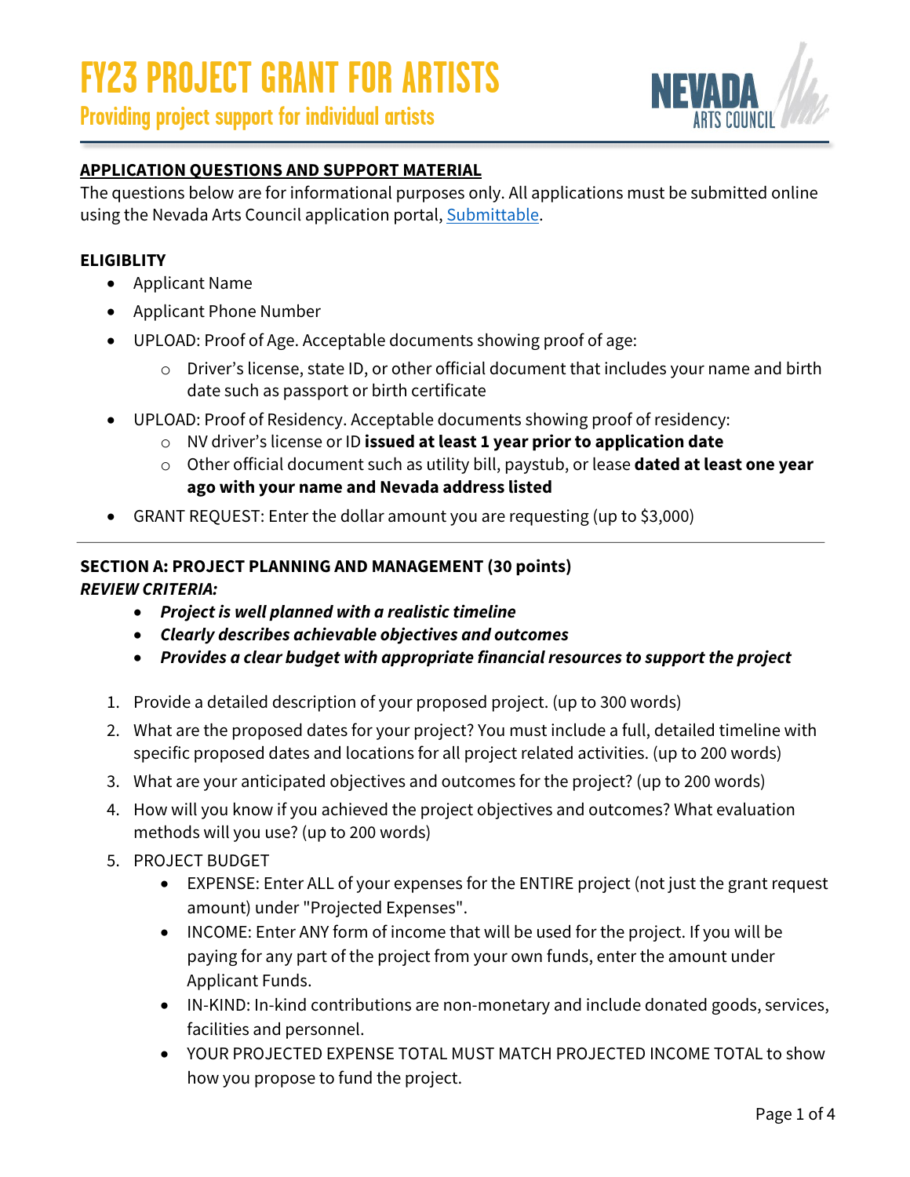# FY23 PROJECT GRANT FOR ARTISTS

## Providing project support for individual artists

**APPLICATION QUESTIONS AND SUPPORT MATERIAL**

The questions below are for informational purposes only. All applications must be submitted online using the Nevada Arts Council application portal, Submittable.

**ELIGIBLITY**

- Applicant Name
- Applicant Phone Number
- UPLOAD: Proof of Age. Acceptable documents showing proof of age:
  - Driver's license, state ID, or other official document that includes your name and birth date such as passport or birth certificate
- UPLOAD: Proof of Residency. Acceptable documents showing proof of residency:
  - NV driver's license or ID **issued at least 1 year prior to application date**
  - Other official document such as utility bill, paystub, or lease **dated at least one year ago with your name and Nevada address listed**
- GRANT REQUEST: Enter the dollar amount you are requesting (up to $3,000)

---

**SECTION A: PROJECT PLANNING AND MANAGEMENT (30 points)**

***REVIEW CRITERIA:***

- ***Project is well planned with a realistic timeline***
- ***Clearly describes achievable objectives and outcomes***
- ***Provides a clear budget with appropriate financial resources to support the project***

1. Provide a detailed description of your proposed project. (up to 300 words)
2. What are the proposed dates for your project? You must include a full, detailed timeline with specific proposed dates and locations for all project related activities. (up to 200 words)
3. What are your anticipated objectives and outcomes for the project? (up to 200 words)
4. How will you know if you achieved the project objectives and outcomes? What evaluation methods will you use? (up to 200 words)
5. PROJECT BUDGET
   - EXPENSE: Enter ALL of your expenses for the ENTIRE project (not just the grant request amount) under "Projected Expenses".
   - INCOME: Enter ANY form of income that will be used for the project. If you will be paying for any part of the project from your own funds, enter the amount under Applicant Funds.
   - IN-KIND: In-kind contributions are non-monetary and include donated goods, services, facilities and personnel.
   - YOUR PROJECTED EXPENSE TOTAL MUST MATCH PROJECTED INCOME TOTAL to show how you propose to fund the project.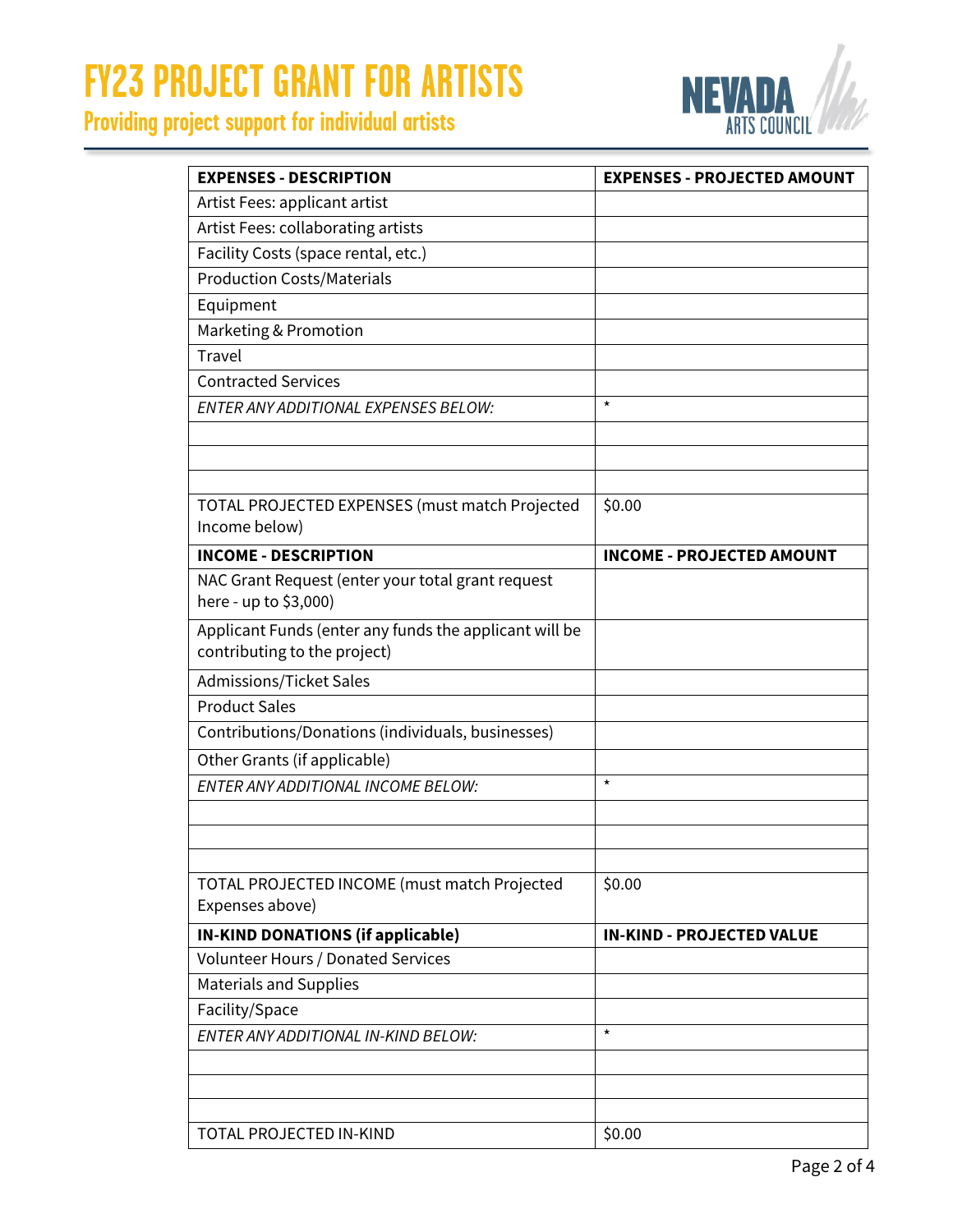# FY23 PROJECT GRANT FOR ARTISTS

## Providing project support for individual artists

| EXPENSES - DESCRIPTION | EXPENSES - PROJECTED AMOUNT |
|---|---|
| Artist Fees: applicant artist | |
| Artist Fees: collaborating artists | |
| Facility Costs (space rental, etc.) | |
| Production Costs/Materials | |
| Equipment | |
| Marketing & Promotion | |
| Travel | |
| Contracted Services | |
| *ENTER ANY ADDITIONAL EXPENSES BELOW:* | * |
| | |
| | |
| | |
| TOTAL PROJECTED EXPENSES (must match Projected Income below) | $0.00 |
| **INCOME - DESCRIPTION** | **INCOME - PROJECTED AMOUNT** |
| NAC Grant Request (enter your total grant request here - up to $3,000) | |
| Applicant Funds (enter any funds the applicant will be contributing to the project) | |
| Admissions/Ticket Sales | |
| Product Sales | |
| Contributions/Donations (individuals, businesses) | |
| Other Grants (if applicable) | |
| *ENTER ANY ADDITIONAL INCOME BELOW:* | * |
| | |
| | |
| | |
| TOTAL PROJECTED INCOME (must match Projected Expenses above) | $0.00 |
| **IN-KIND DONATIONS (if applicable)** | **IN-KIND - PROJECTED VALUE** |
| Volunteer Hours / Donated Services | |
| Materials and Supplies | |
| Facility/Space | |
| *ENTER ANY ADDITIONAL IN-KIND BELOW:* | * |
| | |
| | |
| | |
| TOTAL PROJECTED IN-KIND | $0.00 |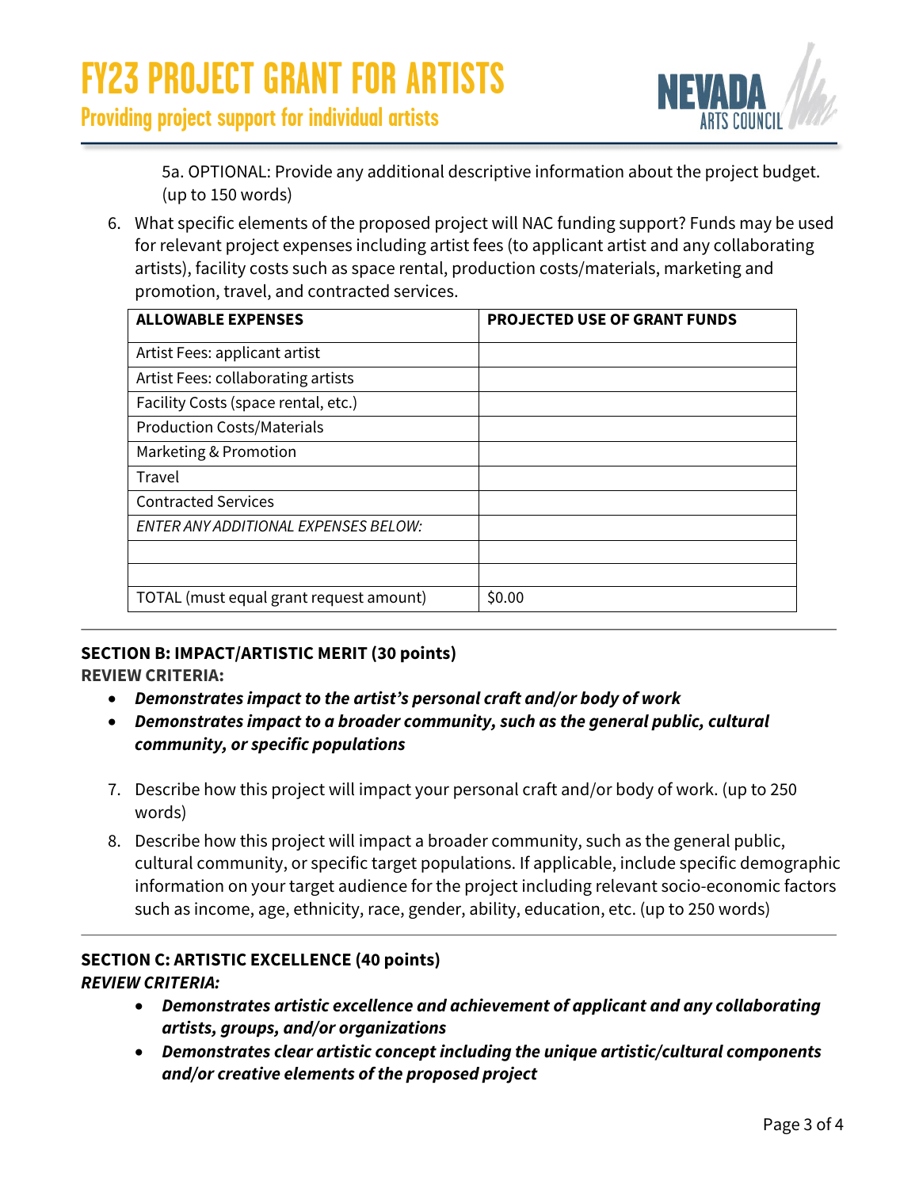5a. OPTIONAL: Provide any additional descriptive information about the project budget. (up to 150 words)

6. What specific elements of the proposed project will NAC funding support? Funds may be used for relevant project expenses including artist fees (to applicant artist and any collaborating artists), facility costs such as space rental, production costs/materials, marketing and promotion, travel, and contracted services.

| ALLOWABLE EXPENSES | PROJECTED USE OF GRANT FUNDS |
|---|---|
| Artist Fees: applicant artist | |
| Artist Fees: collaborating artists | |
| Facility Costs (space rental, etc.) | |
| Production Costs/Materials | |
| Marketing & Promotion | |
| Travel | |
| Contracted Services | |
| *ENTER ANY ADDITIONAL EXPENSES BELOW:* | |
| | |
| | |
| TOTAL (must equal grant request amount) | $0.00 |

---

**SECTION B: IMPACT/ARTISTIC MERIT (30 points)**
**REVIEW CRITERIA:**

- ***Demonstrates impact to the artist's personal craft and/or body of work***
- ***Demonstrates impact to a broader community, such as the general public, cultural community, or specific populations***

7. Describe how this project will impact your personal craft and/or body of work. (up to 250 words)

8. Describe how this project will impact a broader community, such as the general public, cultural community, or specific target populations. If applicable, include specific demographic information on your target audience for the project including relevant socio-economic factors such as income, age, ethnicity, race, gender, ability, education, etc. (up to 250 words)

---

**SECTION C: ARTISTIC EXCELLENCE (40 points)**
***REVIEW CRITERIA:***

- ***Demonstrates artistic excellence and achievement of applicant and any collaborating artists, groups, and/or organizations***
- ***Demonstrates clear artistic concept including the unique artistic/cultural components and/or creative elements of the proposed project***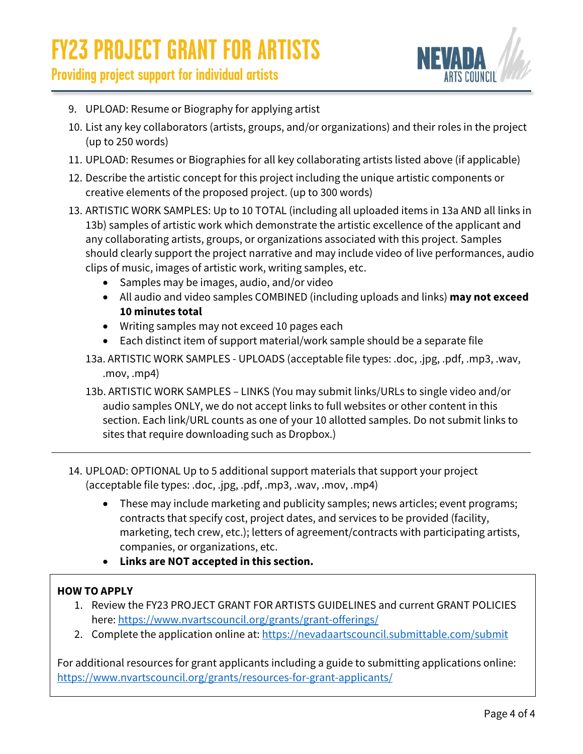9. UPLOAD: Resume or Biography for applying artist
10. List any key collaborators (artists, groups, and/or organizations) and their roles in the project (up to 250 words)
11. UPLOAD: Resumes or Biographies for all key collaborating artists listed above (if applicable)
12. Describe the artistic concept for this project including the unique artistic components or creative elements of the proposed project. (up to 300 words)
13. ARTISTIC WORK SAMPLES: Up to 10 TOTAL (including all uploaded items in 13a AND all links in 13b) samples of artistic work which demonstrate the artistic excellence of the applicant and any collaborating artists, groups, or organizations associated with this project. Samples should clearly support the project narrative and may include video of live performances, audio clips of music, images of artistic work, writing samples, etc.
    - Samples may be images, audio, and/or video
    - All audio and video samples COMBINED (including uploads and links) **may not exceed 10 minutes total**
    - Writing samples may not exceed 10 pages each
    - Each distinct item of support material/work sample should be a separate file

    13a. ARTISTIC WORK SAMPLES - UPLOADS (acceptable file types: .doc, .jpg, .pdf, .mp3, .wav, .mov, .mp4)

    13b. ARTISTIC WORK SAMPLES – LINKS (You may submit links/URLs to single video and/or audio samples ONLY, we do not accept links to full websites or other content in this section. Each link/URL counts as one of your 10 allotted samples. Do not submit links to sites that require downloading such as Dropbox.)

---

14. UPLOAD: OPTIONAL Up to 5 additional support materials that support your project (acceptable file types: .doc, .jpg, .pdf, .mp3, .wav, .mov, .mp4)
    - These may include marketing and publicity samples; news articles; event programs; contracts that specify cost, project dates, and services to be provided (facility, marketing, tech crew, etc.); letters of agreement/contracts with participating artists, companies, or organizations, etc.
    - **Links are NOT accepted in this section.**

**HOW TO APPLY**

1. Review the FY23 PROJECT GRANT FOR ARTISTS GUIDELINES and current GRANT POLICIES here: https://www.nvartscouncil.org/grants/grant-offerings/
2. Complete the application online at: https://nevadaartscouncil.submittable.com/submit

For additional resources for grant applicants including a guide to submitting applications online: https://www.nvartscouncil.org/grants/resources-for-grant-applicants/